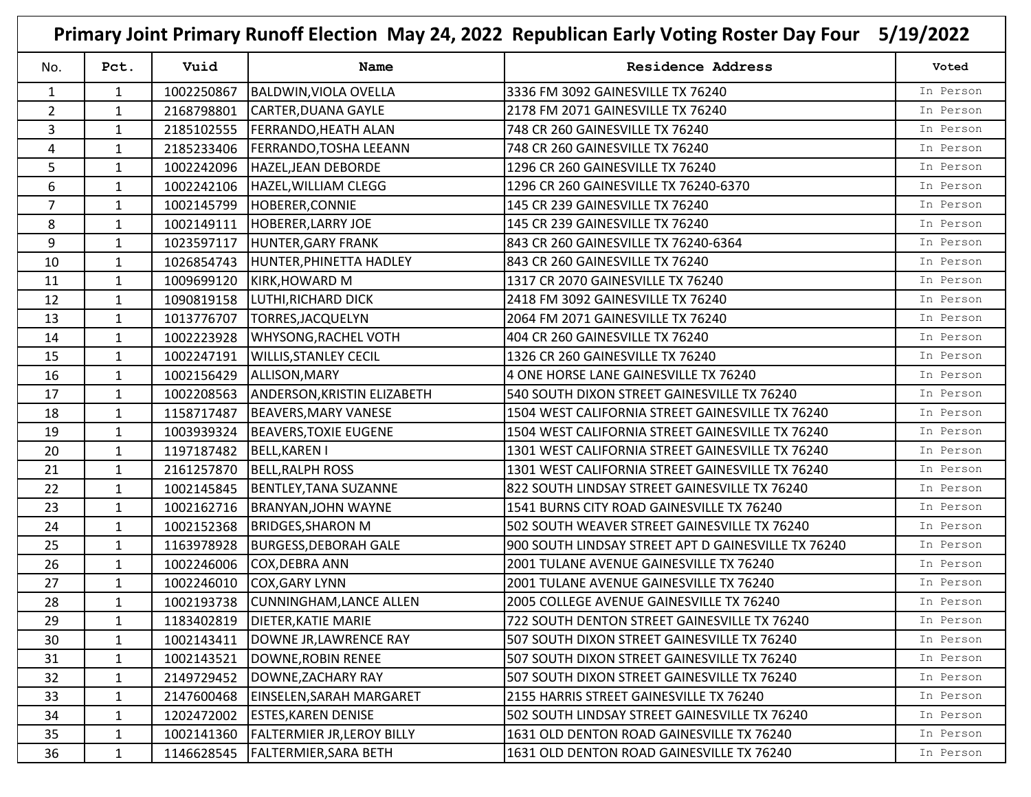# Primary Joint Primary Runoff Election May 24, 2022 Republican Early Voting Roster Day Four 5/19/2022

| No. | Pct. | Vuid | Name | Residence Address | Voted |
|---|---|---|---|---|---|
| 1 | 1 | 1002250867 | BALDWIN,VIOLA OVELLA | 3336 FM 3092 GAINESVILLE TX 76240 | In Person |
| 2 | 1 | 2168798801 | CARTER,DUANA GAYLE | 2178 FM 2071 GAINESVILLE TX 76240 | In Person |
| 3 | 1 | 2185102555 | FERRANDO,HEATH ALAN | 748 CR 260 GAINESVILLE TX 76240 | In Person |
| 4 | 1 | 2185233406 | FERRANDO,TOSHA LEEANN | 748 CR 260 GAINESVILLE TX 76240 | In Person |
| 5 | 1 | 1002242096 | HAZEL,JEAN DEBORDE | 1296 CR 260 GAINESVILLE TX 76240 | In Person |
| 6 | 1 | 1002242106 | HAZEL,WILLIAM CLEGG | 1296 CR 260 GAINESVILLE TX 76240-6370 | In Person |
| 7 | 1 | 1002145799 | HOBERER,CONNIE | 145 CR 239 GAINESVILLE TX 76240 | In Person |
| 8 | 1 | 1002149111 | HOBERER,LARRY JOE | 145 CR 239 GAINESVILLE TX 76240 | In Person |
| 9 | 1 | 1023597117 | HUNTER,GARY FRANK | 843 CR 260 GAINESVILLE TX 76240-6364 | In Person |
| 10 | 1 | 1026854743 | HUNTER,PHINETTA HADLEY | 843 CR 260 GAINESVILLE TX 76240 | In Person |
| 11 | 1 | 1009699120 | KIRK,HOWARD M | 1317 CR 2070 GAINESVILLE TX 76240 | In Person |
| 12 | 1 | 1090819158 | LUTHI,RICHARD DICK | 2418 FM 3092 GAINESVILLE TX 76240 | In Person |
| 13 | 1 | 1013776707 | TORRES,JACQUELYN | 2064 FM 2071 GAINESVILLE TX 76240 | In Person |
| 14 | 1 | 1002223928 | WHYSONG,RACHEL VOTH | 404 CR 260 GAINESVILLE TX 76240 | In Person |
| 15 | 1 | 1002247191 | WILLIS,STANLEY CECIL | 1326 CR 260 GAINESVILLE TX 76240 | In Person |
| 16 | 1 | 1002156429 | ALLISON,MARY | 4 ONE HORSE LANE GAINESVILLE TX 76240 | In Person |
| 17 | 1 | 1002208563 | ANDERSON,KRISTIN ELIZABETH | 540 SOUTH DIXON STREET GAINESVILLE TX 76240 | In Person |
| 18 | 1 | 1158717487 | BEAVERS,MARY VANESE | 1504 WEST CALIFORNIA STREET GAINESVILLE TX 76240 | In Person |
| 19 | 1 | 1003939324 | BEAVERS,TOXIE EUGENE | 1504 WEST CALIFORNIA STREET GAINESVILLE TX 76240 | In Person |
| 20 | 1 | 1197187482 | BELL,KAREN I | 1301 WEST CALIFORNIA STREET GAINESVILLE TX 76240 | In Person |
| 21 | 1 | 2161257870 | BELL,RALPH ROSS | 1301 WEST CALIFORNIA STREET GAINESVILLE TX 76240 | In Person |
| 22 | 1 | 1002145845 | BENTLEY,TANA SUZANNE | 822 SOUTH LINDSAY STREET GAINESVILLE TX 76240 | In Person |
| 23 | 1 | 1002162716 | BRANYAN,JOHN WAYNE | 1541 BURNS CITY ROAD GAINESVILLE TX 76240 | In Person |
| 24 | 1 | 1002152368 | BRIDGES,SHARON M | 502 SOUTH WEAVER STREET GAINESVILLE TX 76240 | In Person |
| 25 | 1 | 1163978928 | BURGESS,DEBORAH GALE | 900 SOUTH LINDSAY STREET APT D GAINESVILLE TX 76240 | In Person |
| 26 | 1 | 1002246006 | COX,DEBRA ANN | 2001 TULANE AVENUE GAINESVILLE TX 76240 | In Person |
| 27 | 1 | 1002246010 | COX,GARY LYNN | 2001 TULANE AVENUE GAINESVILLE TX 76240 | In Person |
| 28 | 1 | 1002193738 | CUNNINGHAM,LANCE ALLEN | 2005 COLLEGE AVENUE GAINESVILLE TX 76240 | In Person |
| 29 | 1 | 1183402819 | DIETER,KATIE MARIE | 722 SOUTH DENTON STREET GAINESVILLE TX 76240 | In Person |
| 30 | 1 | 1002143411 | DOWNE JR,LAWRENCE RAY | 507 SOUTH DIXON STREET GAINESVILLE TX 76240 | In Person |
| 31 | 1 | 1002143521 | DOWNE,ROBIN RENEE | 507 SOUTH DIXON STREET GAINESVILLE TX 76240 | In Person |
| 32 | 1 | 2149729452 | DOWNE,ZACHARY RAY | 507 SOUTH DIXON STREET GAINESVILLE TX 76240 | In Person |
| 33 | 1 | 2147600468 | EINSELEN,SARAH MARGARET | 2155 HARRIS STREET GAINESVILLE TX 76240 | In Person |
| 34 | 1 | 1202472002 | ESTES,KAREN DENISE | 502 SOUTH LINDSAY STREET GAINESVILLE TX 76240 | In Person |
| 35 | 1 | 1002141360 | FALTERMIER JR,LEROY BILLY | 1631 OLD DENTON ROAD GAINESVILLE TX 76240 | In Person |
| 36 | 1 | 1146628545 | FALTERMIER,SARA BETH | 1631 OLD DENTON ROAD GAINESVILLE TX 76240 | In Person |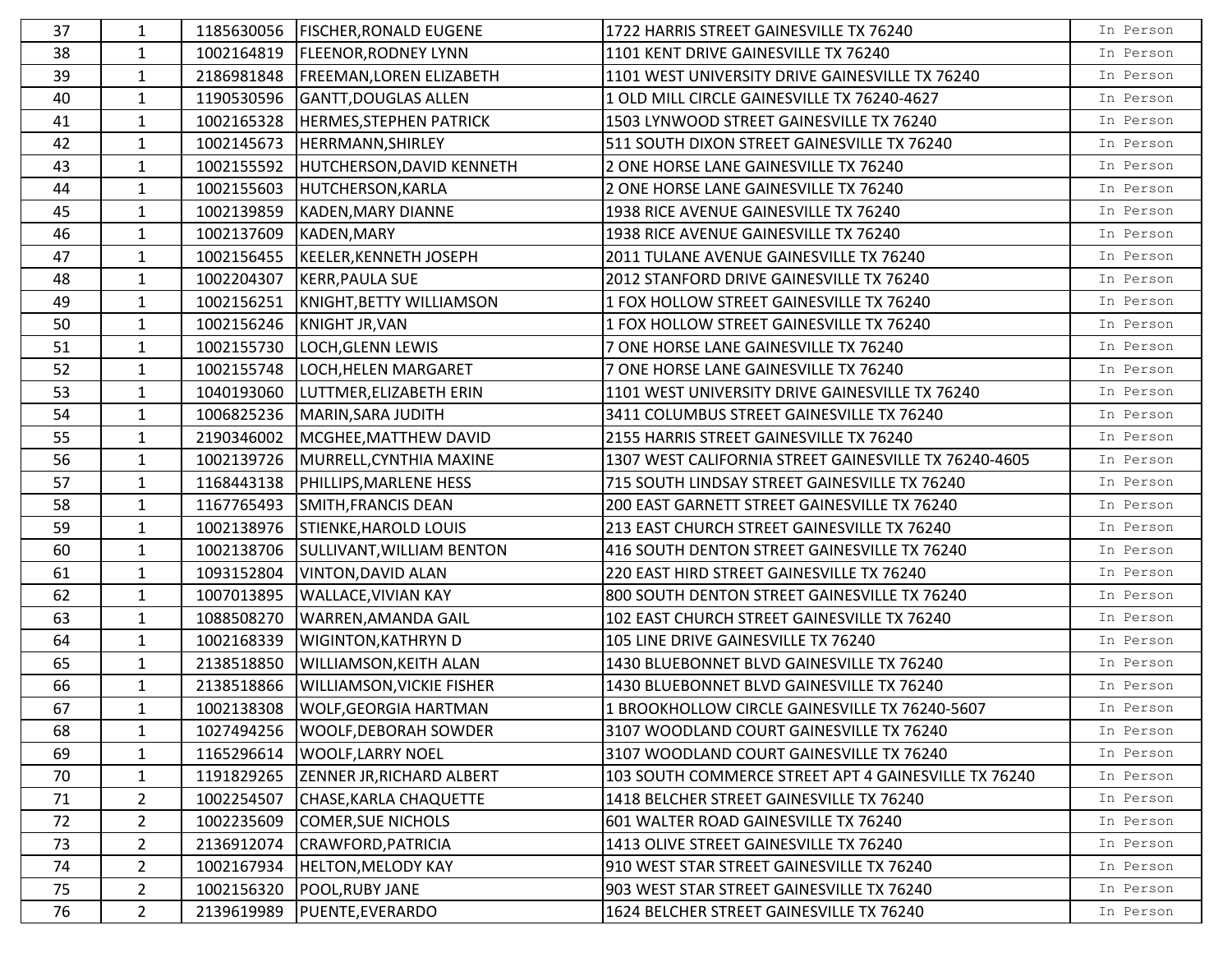| 37 | 1 | 1185630056 | FISCHER,RONALD EUGENE | 1722 HARRIS STREET GAINESVILLE TX 76240 | In Person |
|---|---|---|---|---|---|
| 38 | 1 | 1002164819 | FLEENOR,RODNEY LYNN | 1101 KENT DRIVE GAINESVILLE TX 76240 | In Person |
| 39 | 1 | 2186981848 | FREEMAN,LOREN ELIZABETH | 1101 WEST UNIVERSITY DRIVE GAINESVILLE TX 76240 | In Person |
| 40 | 1 | 1190530596 | GANTT,DOUGLAS ALLEN | 1 OLD MILL CIRCLE GAINESVILLE TX 76240-4627 | In Person |
| 41 | 1 | 1002165328 | HERMES,STEPHEN PATRICK | 1503 LYNWOOD STREET GAINESVILLE TX 76240 | In Person |
| 42 | 1 | 1002145673 | HERRMANN,SHIRLEY | 511 SOUTH DIXON STREET GAINESVILLE TX 76240 | In Person |
| 43 | 1 | 1002155592 | HUTCHERSON,DAVID KENNETH | 2 ONE HORSE LANE GAINESVILLE TX 76240 | In Person |
| 44 | 1 | 1002155603 | HUTCHERSON,KARLA | 2 ONE HORSE LANE GAINESVILLE TX 76240 | In Person |
| 45 | 1 | 1002139859 | KADEN,MARY DIANNE | 1938 RICE AVENUE GAINESVILLE TX 76240 | In Person |
| 46 | 1 | 1002137609 | KADEN,MARY | 1938 RICE AVENUE GAINESVILLE TX 76240 | In Person |
| 47 | 1 | 1002156455 | KEELER,KENNETH JOSEPH | 2011 TULANE AVENUE GAINESVILLE TX 76240 | In Person |
| 48 | 1 | 1002204307 | KERR,PAULA SUE | 2012 STANFORD DRIVE GAINESVILLE TX 76240 | In Person |
| 49 | 1 | 1002156251 | KNIGHT,BETTY WILLIAMSON | 1 FOX HOLLOW STREET GAINESVILLE TX 76240 | In Person |
| 50 | 1 | 1002156246 | KNIGHT JR,VAN | 1 FOX HOLLOW STREET GAINESVILLE TX 76240 | In Person |
| 51 | 1 | 1002155730 | LOCH,GLENN LEWIS | 7 ONE HORSE LANE GAINESVILLE TX 76240 | In Person |
| 52 | 1 | 1002155748 | LOCH,HELEN MARGARET | 7 ONE HORSE LANE GAINESVILLE TX 76240 | In Person |
| 53 | 1 | 1040193060 | LUTTMER,ELIZABETH ERIN | 1101 WEST UNIVERSITY DRIVE GAINESVILLE TX 76240 | In Person |
| 54 | 1 | 1006825236 | MARIN,SARA JUDITH | 3411 COLUMBUS STREET GAINESVILLE TX 76240 | In Person |
| 55 | 1 | 2190346002 | MCGHEE,MATTHEW DAVID | 2155 HARRIS STREET GAINESVILLE TX 76240 | In Person |
| 56 | 1 | 1002139726 | MURRELL,CYNTHIA MAXINE | 1307 WEST CALIFORNIA STREET GAINESVILLE TX 76240-4605 | In Person |
| 57 | 1 | 1168443138 | PHILLIPS,MARLENE HESS | 715 SOUTH LINDSAY STREET GAINESVILLE TX 76240 | In Person |
| 58 | 1 | 1167765493 | SMITH,FRANCIS DEAN | 200 EAST GARNETT STREET GAINESVILLE TX 76240 | In Person |
| 59 | 1 | 1002138976 | STIENKE,HAROLD LOUIS | 213 EAST CHURCH STREET GAINESVILLE TX 76240 | In Person |
| 60 | 1 | 1002138706 | SULLIVANT,WILLIAM BENTON | 416 SOUTH DENTON STREET GAINESVILLE TX 76240 | In Person |
| 61 | 1 | 1093152804 | VINTON,DAVID ALAN | 220 EAST HIRD STREET GAINESVILLE TX 76240 | In Person |
| 62 | 1 | 1007013895 | WALLACE,VIVIAN KAY | 800 SOUTH DENTON STREET GAINESVILLE TX 76240 | In Person |
| 63 | 1 | 1088508270 | WARREN,AMANDA GAIL | 102 EAST CHURCH STREET GAINESVILLE TX 76240 | In Person |
| 64 | 1 | 1002168339 | WIGINTON,KATHRYN D | 105 LINE DRIVE GAINESVILLE TX 76240 | In Person |
| 65 | 1 | 2138518850 | WILLIAMSON,KEITH ALAN | 1430 BLUEBONNET BLVD GAINESVILLE TX 76240 | In Person |
| 66 | 1 | 2138518866 | WILLIAMSON,VICKIE FISHER | 1430 BLUEBONNET BLVD GAINESVILLE TX 76240 | In Person |
| 67 | 1 | 1002138308 | WOLF,GEORGIA HARTMAN | 1 BROOKHOLLOW CIRCLE GAINESVILLE TX 76240-5607 | In Person |
| 68 | 1 | 1027494256 | WOOLF,DEBORAH SOWDER | 3107 WOODLAND COURT GAINESVILLE TX 76240 | In Person |
| 69 | 1 | 1165296614 | WOOLF,LARRY NOEL | 3107 WOODLAND COURT GAINESVILLE TX 76240 | In Person |
| 70 | 1 | 1191829265 | ZENNER JR,RICHARD ALBERT | 103 SOUTH COMMERCE STREET APT 4 GAINESVILLE TX 76240 | In Person |
| 71 | 2 | 1002254507 | CHASE,KARLA CHAQUETTE | 1418 BELCHER STREET GAINESVILLE TX 76240 | In Person |
| 72 | 2 | 1002235609 | COMER,SUE NICHOLS | 601 WALTER ROAD GAINESVILLE TX 76240 | In Person |
| 73 | 2 | 2136912074 | CRAWFORD,PATRICIA | 1413 OLIVE STREET GAINESVILLE TX 76240 | In Person |
| 74 | 2 | 1002167934 | HELTON,MELODY KAY | 910 WEST STAR STREET GAINESVILLE TX 76240 | In Person |
| 75 | 2 | 1002156320 | POOL,RUBY JANE | 903 WEST STAR STREET GAINESVILLE TX 76240 | In Person |
| 76 | 2 | 2139619989 | PUENTE,EVERARDO | 1624 BELCHER STREET GAINESVILLE TX 76240 | In Person |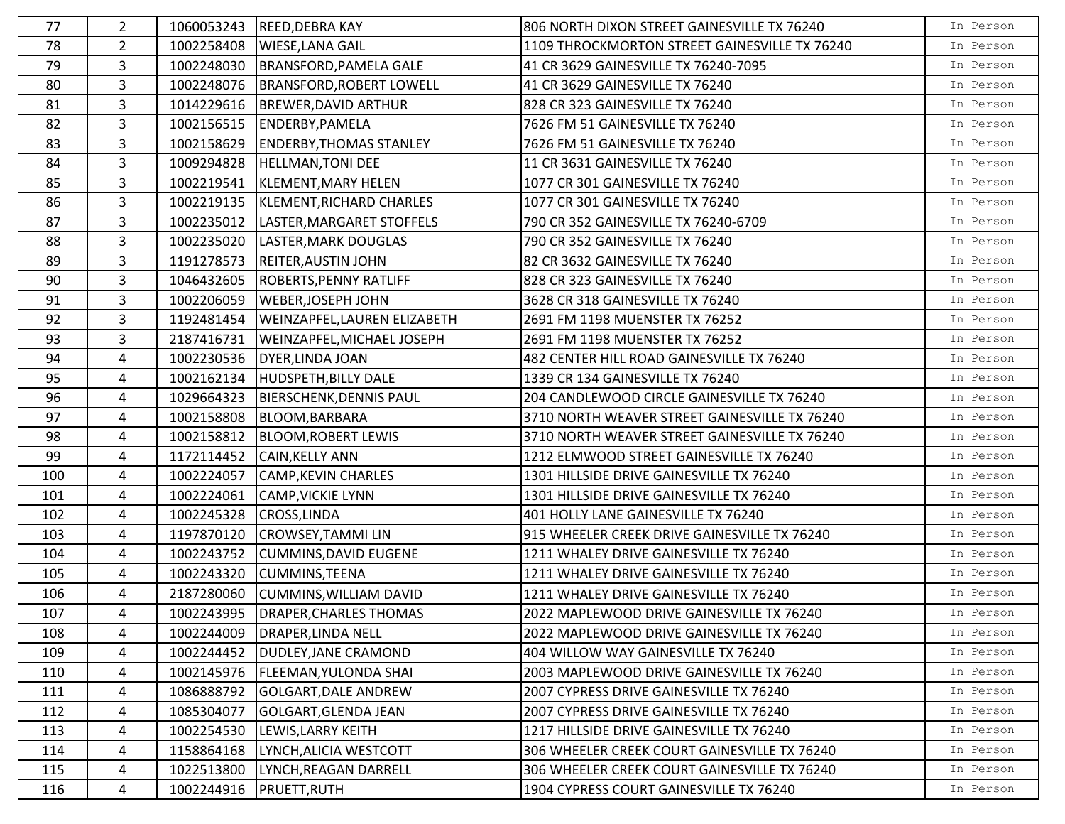| 77 | 2 | 1060053243 | REED,DEBRA KAY | 806 NORTH DIXON STREET GAINESVILLE TX 76240 | In Person |
|---|---|---|---|---|---|
| 78 | 2 | 1002258408 | WIESE,LANA GAIL | 1109 THROCKMORTON STREET GAINESVILLE TX 76240 | In Person |
| 79 | 3 | 1002248030 | BRANSFORD,PAMELA GALE | 41 CR 3629 GAINESVILLE TX 76240-7095 | In Person |
| 80 | 3 | 1002248076 | BRANSFORD,ROBERT LOWELL | 41 CR 3629 GAINESVILLE TX 76240 | In Person |
| 81 | 3 | 1014229616 | BREWER,DAVID ARTHUR | 828 CR 323 GAINESVILLE TX 76240 | In Person |
| 82 | 3 | 1002156515 | ENDERBY,PAMELA | 7626 FM 51 GAINESVILLE TX 76240 | In Person |
| 83 | 3 | 1002158629 | ENDERBY,THOMAS STANLEY | 7626 FM 51 GAINESVILLE TX 76240 | In Person |
| 84 | 3 | 1009294828 | HELLMAN,TONI DEE | 11 CR 3631 GAINESVILLE TX 76240 | In Person |
| 85 | 3 | 1002219541 | KLEMENT,MARY HELEN | 1077 CR 301 GAINESVILLE TX 76240 | In Person |
| 86 | 3 | 1002219135 | KLEMENT,RICHARD CHARLES | 1077 CR 301 GAINESVILLE TX 76240 | In Person |
| 87 | 3 | 1002235012 | LASTER,MARGARET STOFFELS | 790 CR 352 GAINESVILLE TX 76240-6709 | In Person |
| 88 | 3 | 1002235020 | LASTER,MARK DOUGLAS | 790 CR 352 GAINESVILLE TX 76240 | In Person |
| 89 | 3 | 1191278573 | REITER,AUSTIN JOHN | 82 CR 3632 GAINESVILLE TX 76240 | In Person |
| 90 | 3 | 1046432605 | ROBERTS,PENNY RATLIFF | 828 CR 323 GAINESVILLE TX 76240 | In Person |
| 91 | 3 | 1002206059 | WEBER,JOSEPH JOHN | 3628 CR 318 GAINESVILLE TX 76240 | In Person |
| 92 | 3 | 1192481454 | WEINZAPFEL,LAUREN ELIZABETH | 2691 FM 1198 MUENSTER TX 76252 | In Person |
| 93 | 3 | 2187416731 | WEINZAPFEL,MICHAEL JOSEPH | 2691 FM 1198 MUENSTER TX 76252 | In Person |
| 94 | 4 | 1002230536 | DYER,LINDA JOAN | 482 CENTER HILL ROAD GAINESVILLE TX 76240 | In Person |
| 95 | 4 | 1002162134 | HUDSPETH,BILLY DALE | 1339 CR 134 GAINESVILLE TX 76240 | In Person |
| 96 | 4 | 1029664323 | BIERSCHENK,DENNIS PAUL | 204 CANDLEWOOD CIRCLE GAINESVILLE TX 76240 | In Person |
| 97 | 4 | 1002158808 | BLOOM,BARBARA | 3710 NORTH WEAVER STREET GAINESVILLE TX 76240 | In Person |
| 98 | 4 | 1002158812 | BLOOM,ROBERT LEWIS | 3710 NORTH WEAVER STREET GAINESVILLE TX 76240 | In Person |
| 99 | 4 | 1172114452 | CAIN,KELLY ANN | 1212 ELMWOOD STREET GAINESVILLE TX 76240 | In Person |
| 100 | 4 | 1002224057 | CAMP,KEVIN CHARLES | 1301 HILLSIDE DRIVE GAINESVILLE TX 76240 | In Person |
| 101 | 4 | 1002224061 | CAMP,VICKIE LYNN | 1301 HILLSIDE DRIVE GAINESVILLE TX 76240 | In Person |
| 102 | 4 | 1002245328 | CROSS,LINDA | 401 HOLLY LANE GAINESVILLE TX 76240 | In Person |
| 103 | 4 | 1197870120 | CROWSEY,TAMMI LIN | 915 WHEELER CREEK DRIVE GAINESVILLE TX 76240 | In Person |
| 104 | 4 | 1002243752 | CUMMINS,DAVID EUGENE | 1211 WHALEY DRIVE GAINESVILLE TX 76240 | In Person |
| 105 | 4 | 1002243320 | CUMMINS,TEENA | 1211 WHALEY DRIVE GAINESVILLE TX 76240 | In Person |
| 106 | 4 | 2187280060 | CUMMINS,WILLIAM DAVID | 1211 WHALEY DRIVE GAINESVILLE TX 76240 | In Person |
| 107 | 4 | 1002243995 | DRAPER,CHARLES THOMAS | 2022 MAPLEWOOD DRIVE GAINESVILLE TX 76240 | In Person |
| 108 | 4 | 1002244009 | DRAPER,LINDA NELL | 2022 MAPLEWOOD DRIVE GAINESVILLE TX 76240 | In Person |
| 109 | 4 | 1002244452 | DUDLEY,JANE CRAMOND | 404 WILLOW WAY GAINESVILLE TX 76240 | In Person |
| 110 | 4 | 1002145976 | FLEEMAN,YULONDA SHAI | 2003 MAPLEWOOD DRIVE GAINESVILLE TX 76240 | In Person |
| 111 | 4 | 1086888792 | GOLGART,DALE ANDREW | 2007 CYPRESS DRIVE GAINESVILLE TX 76240 | In Person |
| 112 | 4 | 1085304077 | GOLGART,GLENDA JEAN | 2007 CYPRESS DRIVE GAINESVILLE TX 76240 | In Person |
| 113 | 4 | 1002254530 | LEWIS,LARRY KEITH | 1217 HILLSIDE DRIVE GAINESVILLE TX 76240 | In Person |
| 114 | 4 | 1158864168 | LYNCH,ALICIA WESTCOTT | 306 WHEELER CREEK COURT GAINESVILLE TX 76240 | In Person |
| 115 | 4 | 1022513800 | LYNCH,REAGAN DARRELL | 306 WHEELER CREEK COURT GAINESVILLE TX 76240 | In Person |
| 116 | 4 | 1002244916 | PRUETT,RUTH | 1904 CYPRESS COURT GAINESVILLE TX 76240 | In Person |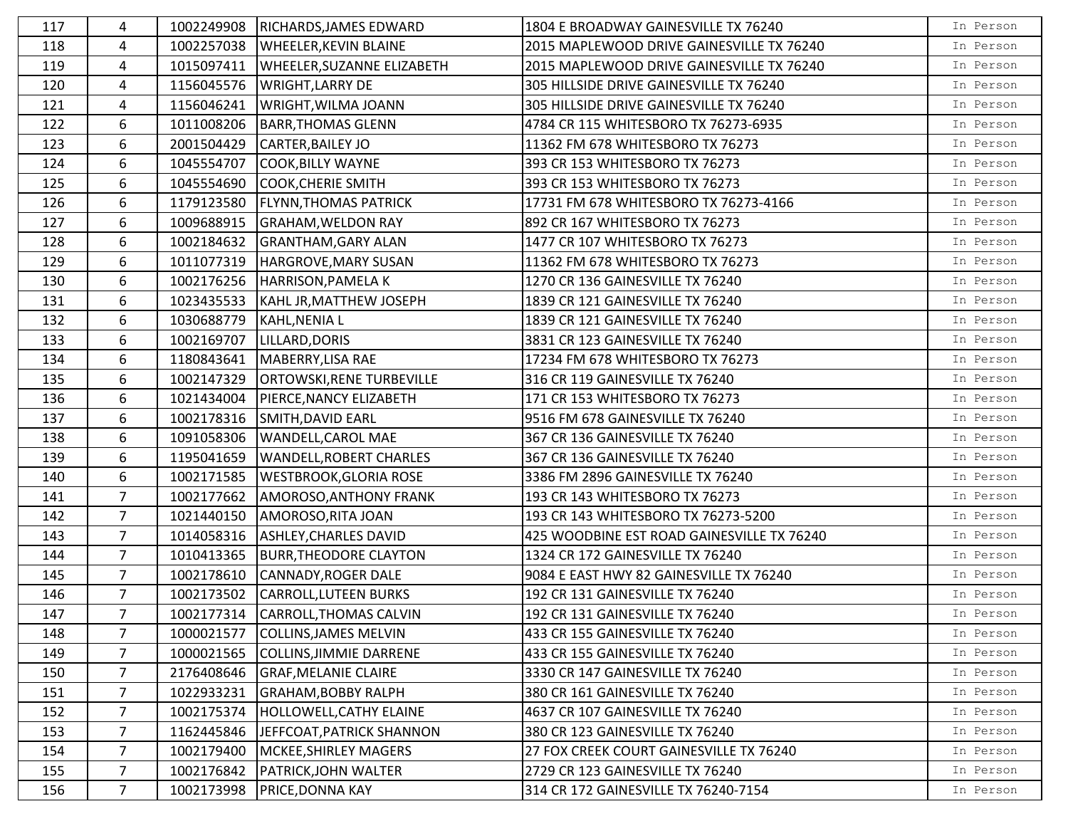| | | | | | |
|---|---|---|---|---|---|
| 117 | 4 | 1002249908 | RICHARDS,JAMES EDWARD | 1804 E BROADWAY GAINESVILLE TX 76240 | In Person |
| 118 | 4 | 1002257038 | WHEELER,KEVIN BLAINE | 2015 MAPLEWOOD DRIVE GAINESVILLE TX 76240 | In Person |
| 119 | 4 | 1015097411 | WHEELER,SUZANNE ELIZABETH | 2015 MAPLEWOOD DRIVE GAINESVILLE TX 76240 | In Person |
| 120 | 4 | 1156045576 | WRIGHT,LARRY DE | 305 HILLSIDE DRIVE GAINESVILLE TX 76240 | In Person |
| 121 | 4 | 1156046241 | WRIGHT,WILMA JOANN | 305 HILLSIDE DRIVE GAINESVILLE TX 76240 | In Person |
| 122 | 6 | 1011008206 | BARR,THOMAS GLENN | 4784 CR 115 WHITESBORO TX 76273-6935 | In Person |
| 123 | 6 | 2001504429 | CARTER,BAILEY JO | 11362 FM 678 WHITESBORO TX 76273 | In Person |
| 124 | 6 | 1045554707 | COOK,BILLY WAYNE | 393 CR 153 WHITESBORO TX 76273 | In Person |
| 125 | 6 | 1045554690 | COOK,CHERIE SMITH | 393 CR 153 WHITESBORO TX 76273 | In Person |
| 126 | 6 | 1179123580 | FLYNN,THOMAS PATRICK | 17731 FM 678 WHITESBORO TX 76273-4166 | In Person |
| 127 | 6 | 1009688915 | GRAHAM,WELDON RAY | 892 CR 167 WHITESBORO TX 76273 | In Person |
| 128 | 6 | 1002184632 | GRANTHAM,GARY ALAN | 1477 CR 107 WHITESBORO TX 76273 | In Person |
| 129 | 6 | 1011077319 | HARGROVE,MARY SUSAN | 11362 FM 678 WHITESBORO TX 76273 | In Person |
| 130 | 6 | 1002176256 | HARRISON,PAMELA K | 1270 CR 136 GAINESVILLE TX 76240 | In Person |
| 131 | 6 | 1023435533 | KAHL JR,MATTHEW JOSEPH | 1839 CR 121 GAINESVILLE TX 76240 | In Person |
| 132 | 6 | 1030688779 | KAHL,NENIA L | 1839 CR 121 GAINESVILLE TX 76240 | In Person |
| 133 | 6 | 1002169707 | LILLARD,DORIS | 3831 CR 123 GAINESVILLE TX 76240 | In Person |
| 134 | 6 | 1180843641 | MABERRY,LISA RAE | 17234 FM 678 WHITESBORO TX 76273 | In Person |
| 135 | 6 | 1002147329 | ORTOWSKI,RENE TURBEVILLE | 316 CR 119 GAINESVILLE TX 76240 | In Person |
| 136 | 6 | 1021434004 | PIERCE,NANCY ELIZABETH | 171 CR 153 WHITESBORO TX 76273 | In Person |
| 137 | 6 | 1002178316 | SMITH,DAVID EARL | 9516 FM 678 GAINESVILLE TX 76240 | In Person |
| 138 | 6 | 1091058306 | WANDELL,CAROL MAE | 367 CR 136 GAINESVILLE TX 76240 | In Person |
| 139 | 6 | 1195041659 | WANDELL,ROBERT CHARLES | 367 CR 136 GAINESVILLE TX 76240 | In Person |
| 140 | 6 | 1002171585 | WESTBROOK,GLORIA ROSE | 3386 FM 2896 GAINESVILLE TX 76240 | In Person |
| 141 | 7 | 1002177662 | AMOROSO,ANTHONY FRANK | 193 CR 143 WHITESBORO TX 76273 | In Person |
| 142 | 7 | 1021440150 | AMOROSO,RITA JOAN | 193 CR 143 WHITESBORO TX 76273-5200 | In Person |
| 143 | 7 | 1014058316 | ASHLEY,CHARLES DAVID | 425 WOODBINE EST ROAD GAINESVILLE TX 76240 | In Person |
| 144 | 7 | 1010413365 | BURR,THEODORE CLAYTON | 1324 CR 172 GAINESVILLE TX 76240 | In Person |
| 145 | 7 | 1002178610 | CANNADY,ROGER DALE | 9084 E EAST HWY 82 GAINESVILLE TX 76240 | In Person |
| 146 | 7 | 1002173502 | CARROLL,LUTEEN BURKS | 192 CR 131 GAINESVILLE TX 76240 | In Person |
| 147 | 7 | 1002177314 | CARROLL,THOMAS CALVIN | 192 CR 131 GAINESVILLE TX 76240 | In Person |
| 148 | 7 | 1000021577 | COLLINS,JAMES MELVIN | 433 CR 155 GAINESVILLE TX 76240 | In Person |
| 149 | 7 | 1000021565 | COLLINS,JIMMIE DARRENE | 433 CR 155 GAINESVILLE TX 76240 | In Person |
| 150 | 7 | 2176408646 | GRAF,MELANIE CLAIRE | 3330 CR 147 GAINESVILLE TX 76240 | In Person |
| 151 | 7 | 1022933231 | GRAHAM,BOBBY RALPH | 380 CR 161 GAINESVILLE TX 76240 | In Person |
| 152 | 7 | 1002175374 | HOLLOWELL,CATHY ELAINE | 4637 CR 107 GAINESVILLE TX 76240 | In Person |
| 153 | 7 | 1162445846 | JEFFCOAT,PATRICK SHANNON | 380 CR 123 GAINESVILLE TX 76240 | In Person |
| 154 | 7 | 1002179400 | MCKEE,SHIRLEY MAGERS | 27 FOX CREEK COURT GAINESVILLE TX 76240 | In Person |
| 155 | 7 | 1002176842 | PATRICK,JOHN WALTER | 2729 CR 123 GAINESVILLE TX 76240 | In Person |
| 156 | 7 | 1002173998 | PRICE,DONNA KAY | 314 CR 172 GAINESVILLE TX 76240-7154 | In Person |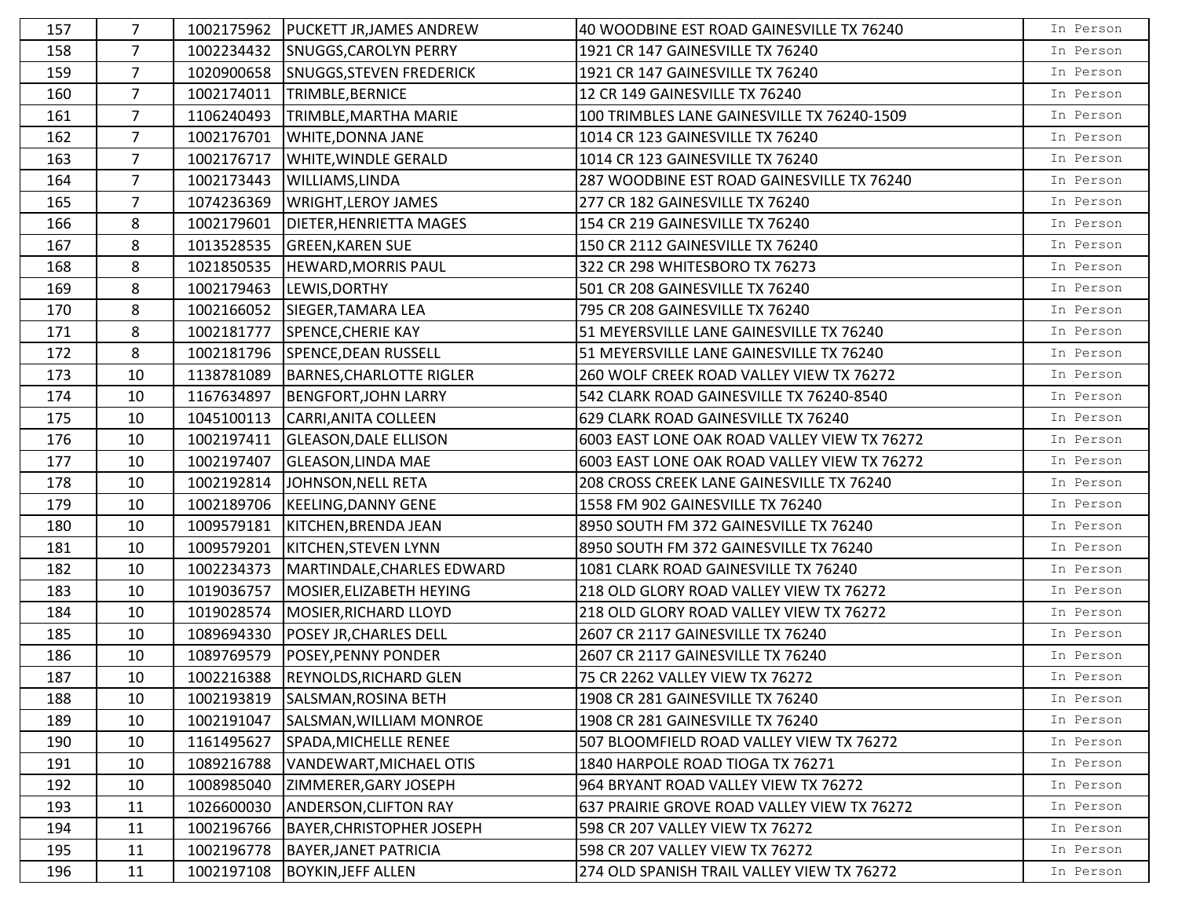| 157 | 7 | 1002175962 | PUCKETT JR,JAMES ANDREW | 40 WOODBINE EST ROAD GAINESVILLE TX 76240 | In Person |
|---|---|---|---|---|---|
| 158 | 7 | 1002234432 | SNUGGS,CAROLYN PERRY | 1921 CR 147 GAINESVILLE TX 76240 | In Person |
| 159 | 7 | 1020900658 | SNUGGS,STEVEN FREDERICK | 1921 CR 147 GAINESVILLE TX 76240 | In Person |
| 160 | 7 | 1002174011 | TRIMBLE,BERNICE | 12 CR 149 GAINESVILLE TX 76240 | In Person |
| 161 | 7 | 1106240493 | TRIMBLE,MARTHA MARIE | 100 TRIMBLES LANE GAINESVILLE TX 76240-1509 | In Person |
| 162 | 7 | 1002176701 | WHITE,DONNA JANE | 1014 CR 123 GAINESVILLE TX 76240 | In Person |
| 163 | 7 | 1002176717 | WHITE,WINDLE GERALD | 1014 CR 123 GAINESVILLE TX 76240 | In Person |
| 164 | 7 | 1002173443 | WILLIAMS,LINDA | 287 WOODBINE EST ROAD GAINESVILLE TX 76240 | In Person |
| 165 | 7 | 1074236369 | WRIGHT,LEROY JAMES | 277 CR 182 GAINESVILLE TX 76240 | In Person |
| 166 | 8 | 1002179601 | DIETER,HENRIETTA MAGES | 154 CR 219 GAINESVILLE TX 76240 | In Person |
| 167 | 8 | 1013528535 | GREEN,KAREN SUE | 150 CR 2112 GAINESVILLE TX 76240 | In Person |
| 168 | 8 | 1021850535 | HEWARD,MORRIS PAUL | 322 CR 298 WHITESBORO TX 76273 | In Person |
| 169 | 8 | 1002179463 | LEWIS,DORTHY | 501 CR 208 GAINESVILLE TX 76240 | In Person |
| 170 | 8 | 1002166052 | SIEGER,TAMARA LEA | 795 CR 208 GAINESVILLE TX 76240 | In Person |
| 171 | 8 | 1002181777 | SPENCE,CHERIE KAY | 51 MEYERSVILLE LANE GAINESVILLE TX 76240 | In Person |
| 172 | 8 | 1002181796 | SPENCE,DEAN RUSSELL | 51 MEYERSVILLE LANE GAINESVILLE TX 76240 | In Person |
| 173 | 10 | 1138781089 | BARNES,CHARLOTTE RIGLER | 260 WOLF CREEK ROAD VALLEY VIEW TX 76272 | In Person |
| 174 | 10 | 1167634897 | BENGFORT,JOHN LARRY | 542 CLARK ROAD GAINESVILLE TX 76240-8540 | In Person |
| 175 | 10 | 1045100113 | CARRI,ANITA COLLEEN | 629 CLARK ROAD GAINESVILLE TX 76240 | In Person |
| 176 | 10 | 1002197411 | GLEASON,DALE ELLISON | 6003 EAST LONE OAK ROAD VALLEY VIEW TX 76272 | In Person |
| 177 | 10 | 1002197407 | GLEASON,LINDA MAE | 6003 EAST LONE OAK ROAD VALLEY VIEW TX 76272 | In Person |
| 178 | 10 | 1002192814 | JOHNSON,NELL RETA | 208 CROSS CREEK LANE GAINESVILLE TX 76240 | In Person |
| 179 | 10 | 1002189706 | KEELING,DANNY GENE | 1558 FM 902 GAINESVILLE TX 76240 | In Person |
| 180 | 10 | 1009579181 | KITCHEN,BRENDA JEAN | 8950 SOUTH FM 372 GAINESVILLE TX 76240 | In Person |
| 181 | 10 | 1009579201 | KITCHEN,STEVEN LYNN | 8950 SOUTH FM 372 GAINESVILLE TX 76240 | In Person |
| 182 | 10 | 1002234373 | MARTINDALE,CHARLES EDWARD | 1081 CLARK ROAD GAINESVILLE TX 76240 | In Person |
| 183 | 10 | 1019036757 | MOSIER,ELIZABETH HEYING | 218 OLD GLORY ROAD VALLEY VIEW TX 76272 | In Person |
| 184 | 10 | 1019028574 | MOSIER,RICHARD LLOYD | 218 OLD GLORY ROAD VALLEY VIEW TX 76272 | In Person |
| 185 | 10 | 1089694330 | POSEY JR,CHARLES DELL | 2607 CR 2117 GAINESVILLE TX 76240 | In Person |
| 186 | 10 | 1089769579 | POSEY,PENNY PONDER | 2607 CR 2117 GAINESVILLE TX 76240 | In Person |
| 187 | 10 | 1002216388 | REYNOLDS,RICHARD GLEN | 75 CR 2262 VALLEY VIEW TX 76272 | In Person |
| 188 | 10 | 1002193819 | SALSMAN,ROSINA BETH | 1908 CR 281 GAINESVILLE TX 76240 | In Person |
| 189 | 10 | 1002191047 | SALSMAN,WILLIAM MONROE | 1908 CR 281 GAINESVILLE TX 76240 | In Person |
| 190 | 10 | 1161495627 | SPADA,MICHELLE RENEE | 507 BLOOMFIELD ROAD VALLEY VIEW TX 76272 | In Person |
| 191 | 10 | 1089216788 | VANDEWART,MICHAEL OTIS | 1840 HARPOLE ROAD TIOGA TX 76271 | In Person |
| 192 | 10 | 1008985040 | ZIMMERER,GARY JOSEPH | 964 BRYANT ROAD VALLEY VIEW TX 76272 | In Person |
| 193 | 11 | 1026600030 | ANDERSON,CLIFTON RAY | 637 PRAIRIE GROVE ROAD VALLEY VIEW TX 76272 | In Person |
| 194 | 11 | 1002196766 | BAYER,CHRISTOPHER JOSEPH | 598 CR 207 VALLEY VIEW TX 76272 | In Person |
| 195 | 11 | 1002196778 | BAYER,JANET PATRICIA | 598 CR 207 VALLEY VIEW TX 76272 | In Person |
| 196 | 11 | 1002197108 | BOYKIN,JEFF ALLEN | 274 OLD SPANISH TRAIL VALLEY VIEW TX 76272 | In Person |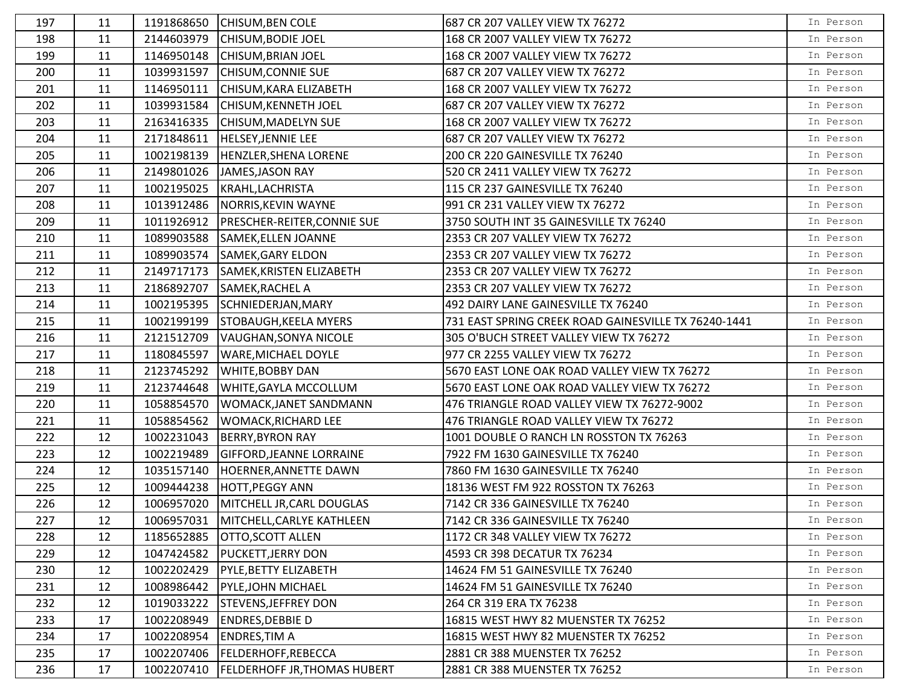| 197 | 11 | 1191868650 | CHISUM,BEN COLE | 687 CR 207 VALLEY VIEW TX 76272 | In Person |
|---|---|---|---|---|---|
| 198 | 11 | 2144603979 | CHISUM,BODIE JOEL | 168 CR 2007 VALLEY VIEW TX 76272 | In Person |
| 199 | 11 | 1146950148 | CHISUM,BRIAN JOEL | 168 CR 2007 VALLEY VIEW TX 76272 | In Person |
| 200 | 11 | 1039931597 | CHISUM,CONNIE SUE | 687 CR 207 VALLEY VIEW TX 76272 | In Person |
| 201 | 11 | 1146950111 | CHISUM,KARA ELIZABETH | 168 CR 2007 VALLEY VIEW TX 76272 | In Person |
| 202 | 11 | 1039931584 | CHISUM,KENNETH JOEL | 687 CR 207 VALLEY VIEW TX 76272 | In Person |
| 203 | 11 | 2163416335 | CHISUM,MADELYN SUE | 168 CR 2007 VALLEY VIEW TX 76272 | In Person |
| 204 | 11 | 2171848611 | HELSEY,JENNIE LEE | 687 CR 207 VALLEY VIEW TX 76272 | In Person |
| 205 | 11 | 1002198139 | HENZLER,SHENA LORENE | 200 CR 220 GAINESVILLE TX 76240 | In Person |
| 206 | 11 | 2149801026 | JAMES,JASON RAY | 520 CR 2411 VALLEY VIEW TX 76272 | In Person |
| 207 | 11 | 1002195025 | KRAHL,LACHRISTA | 115 CR 237 GAINESVILLE TX 76240 | In Person |
| 208 | 11 | 1013912486 | NORRIS,KEVIN WAYNE | 991 CR 231 VALLEY VIEW TX 76272 | In Person |
| 209 | 11 | 1011926912 | PRESCHER-REITER,CONNIE SUE | 3750 SOUTH INT 35 GAINESVILLE TX 76240 | In Person |
| 210 | 11 | 1089903588 | SAMEK,ELLEN JOANNE | 2353 CR 207 VALLEY VIEW TX 76272 | In Person |
| 211 | 11 | 1089903574 | SAMEK,GARY ELDON | 2353 CR 207 VALLEY VIEW TX 76272 | In Person |
| 212 | 11 | 2149717173 | SAMEK,KRISTEN ELIZABETH | 2353 CR 207 VALLEY VIEW TX 76272 | In Person |
| 213 | 11 | 2186892707 | SAMEK,RACHEL A | 2353 CR 207 VALLEY VIEW TX 76272 | In Person |
| 214 | 11 | 1002195395 | SCHNIEDERJAN,MARY | 492 DAIRY LANE GAINESVILLE TX 76240 | In Person |
| 215 | 11 | 1002199199 | STOBAUGH,KEELA MYERS | 731 EAST SPRING CREEK ROAD GAINESVILLE TX 76240-1441 | In Person |
| 216 | 11 | 2121512709 | VAUGHAN,SONYA NICOLE | 305 O'BUCH STREET VALLEY VIEW TX 76272 | In Person |
| 217 | 11 | 1180845597 | WARE,MICHAEL DOYLE | 977 CR 2255 VALLEY VIEW TX 76272 | In Person |
| 218 | 11 | 2123745292 | WHITE,BOBBY DAN | 5670 EAST LONE OAK ROAD VALLEY VIEW TX 76272 | In Person |
| 219 | 11 | 2123744648 | WHITE,GAYLA MCCOLLUM | 5670 EAST LONE OAK ROAD VALLEY VIEW TX 76272 | In Person |
| 220 | 11 | 1058854570 | WOMACK,JANET SANDMANN | 476 TRIANGLE ROAD VALLEY VIEW TX 76272-9002 | In Person |
| 221 | 11 | 1058854562 | WOMACK,RICHARD LEE | 476 TRIANGLE ROAD VALLEY VIEW TX 76272 | In Person |
| 222 | 12 | 1002231043 | BERRY,BYRON RAY | 1001 DOUBLE O RANCH LN ROSSTON TX 76263 | In Person |
| 223 | 12 | 1002219489 | GIFFORD,JEANNE LORRAINE | 7922 FM 1630 GAINESVILLE TX 76240 | In Person |
| 224 | 12 | 1035157140 | HOERNER,ANNETTE DAWN | 7860 FM 1630 GAINESVILLE TX 76240 | In Person |
| 225 | 12 | 1009444238 | HOTT,PEGGY ANN | 18136 WEST FM 922 ROSSTON TX 76263 | In Person |
| 226 | 12 | 1006957020 | MITCHELL JR,CARL DOUGLAS | 7142 CR 336 GAINESVILLE TX 76240 | In Person |
| 227 | 12 | 1006957031 | MITCHELL,CARLYE KATHLEEN | 7142 CR 336 GAINESVILLE TX 76240 | In Person |
| 228 | 12 | 1185652885 | OTTO,SCOTT ALLEN | 1172 CR 348 VALLEY VIEW TX 76272 | In Person |
| 229 | 12 | 1047424582 | PUCKETT,JERRY DON | 4593 CR 398 DECATUR TX 76234 | In Person |
| 230 | 12 | 1002202429 | PYLE,BETTY ELIZABETH | 14624 FM 51 GAINESVILLE TX 76240 | In Person |
| 231 | 12 | 1008986442 | PYLE,JOHN MICHAEL | 14624 FM 51 GAINESVILLE TX 76240 | In Person |
| 232 | 12 | 1019033222 | STEVENS,JEFFREY DON | 264 CR 319 ERA TX 76238 | In Person |
| 233 | 17 | 1002208949 | ENDRES,DEBBIE D | 16815 WEST HWY 82 MUENSTER TX 76252 | In Person |
| 234 | 17 | 1002208954 | ENDRES,TIM A | 16815 WEST HWY 82 MUENSTER TX 76252 | In Person |
| 235 | 17 | 1002207406 | FELDERHOFF,REBECCA | 2881 CR 388 MUENSTER TX 76252 | In Person |
| 236 | 17 | 1002207410 | FELDERHOFF JR,THOMAS HUBERT | 2881 CR 388 MUENSTER TX 76252 | In Person |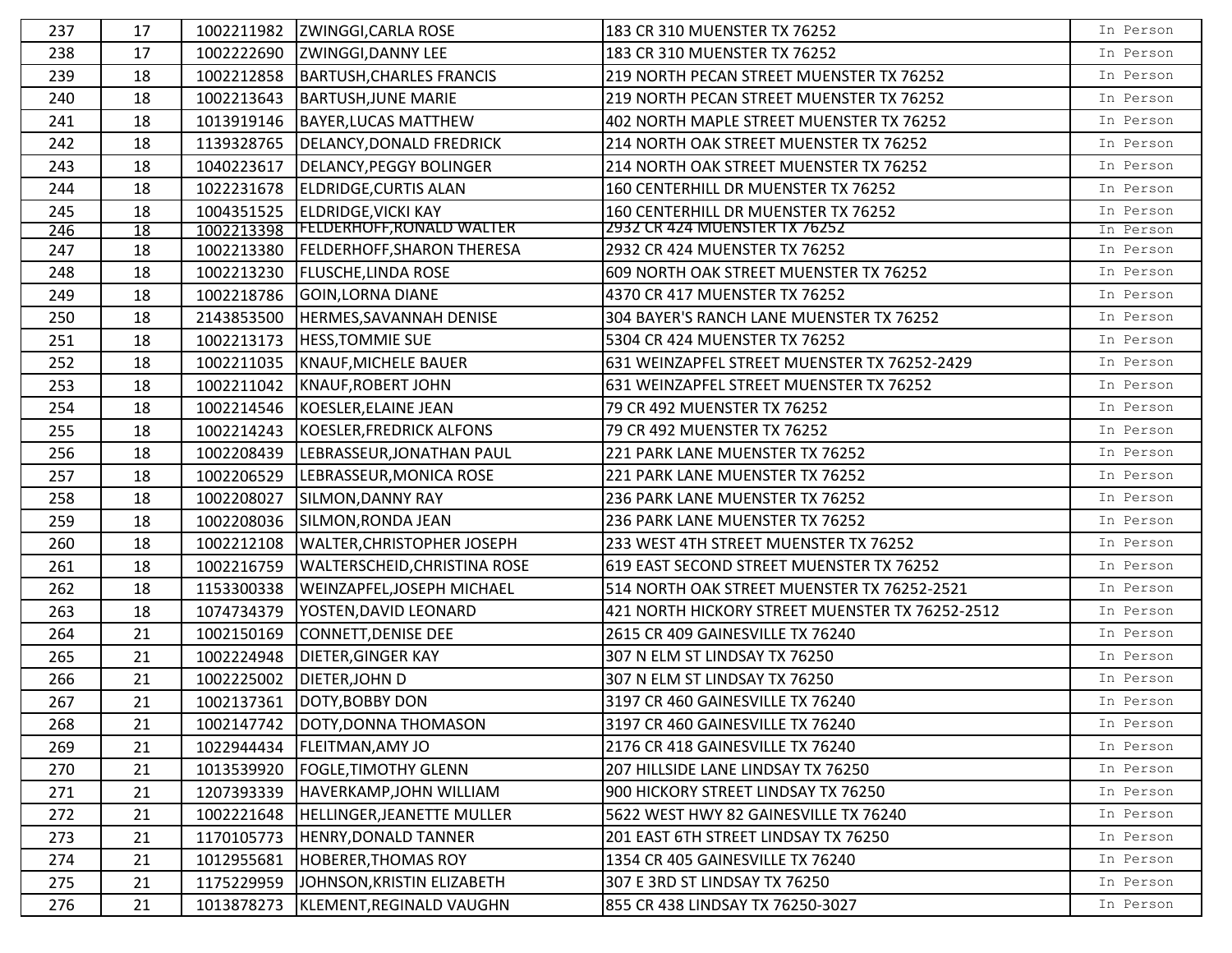| | | | | | |
|---|---|---|---|---|---|
| 237 | 17 | 1002211982 | ZWINGGI,CARLA ROSE | 183 CR 310 MUENSTER TX 76252 | In Person |
| 238 | 17 | 1002222690 | ZWINGGI,DANNY LEE | 183 CR 310 MUENSTER TX 76252 | In Person |
| 239 | 18 | 1002212858 | BARTUSH,CHARLES FRANCIS | 219 NORTH PECAN STREET MUENSTER TX 76252 | In Person |
| 240 | 18 | 1002213643 | BARTUSH,JUNE MARIE | 219 NORTH PECAN STREET MUENSTER TX 76252 | In Person |
| 241 | 18 | 1013919146 | BAYER,LUCAS MATTHEW | 402 NORTH MAPLE STREET MUENSTER TX 76252 | In Person |
| 242 | 18 | 1139328765 | DELANCY,DONALD FREDRICK | 214 NORTH OAK STREET MUENSTER TX 76252 | In Person |
| 243 | 18 | 1040223617 | DELANCY,PEGGY BOLINGER | 214 NORTH OAK STREET MUENSTER TX 76252 | In Person |
| 244 | 18 | 1022231678 | ELDRIDGE,CURTIS ALAN | 160 CENTERHILL DR MUENSTER TX 76252 | In Person |
| 245 | 18 | 1004351525 | ELDRIDGE,VICKI KAY | 160 CENTERHILL DR MUENSTER TX 76252 | In Person |
| 246 | 18 | 1002213398 | FELDERHOFF,RONALD WALTER | 2932 CR 424 MUENSTER TX 76252 | In Person |
| 247 | 18 | 1002213380 | FELDERHOFF,SHARON THERESA | 2932 CR 424 MUENSTER TX 76252 | In Person |
| 248 | 18 | 1002213230 | FLUSCHE,LINDA ROSE | 609 NORTH OAK STREET MUENSTER TX 76252 | In Person |
| 249 | 18 | 1002218786 | GOIN,LORNA DIANE | 4370 CR 417 MUENSTER TX 76252 | In Person |
| 250 | 18 | 2143853500 | HERMES,SAVANNAH DENISE | 304 BAYER'S RANCH LANE MUENSTER TX 76252 | In Person |
| 251 | 18 | 1002213173 | HESS,TOMMIE SUE | 5304 CR 424 MUENSTER TX 76252 | In Person |
| 252 | 18 | 1002211035 | KNAUF,MICHELE BAUER | 631 WEINZAPFEL STREET MUENSTER TX 76252-2429 | In Person |
| 253 | 18 | 1002211042 | KNAUF,ROBERT JOHN | 631 WEINZAPFEL STREET MUENSTER TX 76252 | In Person |
| 254 | 18 | 1002214546 | KOESLER,ELAINE JEAN | 79 CR 492 MUENSTER TX 76252 | In Person |
| 255 | 18 | 1002214243 | KOESLER,FREDRICK ALFONS | 79 CR 492 MUENSTER TX 76252 | In Person |
| 256 | 18 | 1002208439 | LEBRASSEUR,JONATHAN PAUL | 221 PARK LANE MUENSTER TX 76252 | In Person |
| 257 | 18 | 1002206529 | LEBRASSEUR,MONICA ROSE | 221 PARK LANE MUENSTER TX 76252 | In Person |
| 258 | 18 | 1002208027 | SILMON,DANNY RAY | 236 PARK LANE MUENSTER TX 76252 | In Person |
| 259 | 18 | 1002208036 | SILMON,RONDA JEAN | 236 PARK LANE MUENSTER TX 76252 | In Person |
| 260 | 18 | 1002212108 | WALTER,CHRISTOPHER JOSEPH | 233 WEST 4TH STREET MUENSTER TX 76252 | In Person |
| 261 | 18 | 1002216759 | WALTERSCHEID,CHRISTINA ROSE | 619 EAST SECOND STREET MUENSTER TX 76252 | In Person |
| 262 | 18 | 1153300338 | WEINZAPFEL,JOSEPH MICHAEL | 514 NORTH OAK STREET MUENSTER TX 76252-2521 | In Person |
| 263 | 18 | 1074734379 | YOSTEN,DAVID LEONARD | 421 NORTH HICKORY STREET MUENSTER TX 76252-2512 | In Person |
| 264 | 21 | 1002150169 | CONNETT,DENISE DEE | 2615 CR 409 GAINESVILLE TX 76240 | In Person |
| 265 | 21 | 1002224948 | DIETER,GINGER KAY | 307 N ELM ST LINDSAY TX 76250 | In Person |
| 266 | 21 | 1002225002 | DIETER,JOHN D | 307 N ELM ST LINDSAY TX 76250 | In Person |
| 267 | 21 | 1002137361 | DOTY,BOBBY DON | 3197 CR 460 GAINESVILLE TX 76240 | In Person |
| 268 | 21 | 1002147742 | DOTY,DONNA THOMASON | 3197 CR 460 GAINESVILLE TX 76240 | In Person |
| 269 | 21 | 1022944434 | FLEITMAN,AMY JO | 2176 CR 418 GAINESVILLE TX 76240 | In Person |
| 270 | 21 | 1013539920 | FOGLE,TIMOTHY GLENN | 207 HILLSIDE LANE LINDSAY TX 76250 | In Person |
| 271 | 21 | 1207393339 | HAVERKAMP,JOHN WILLIAM | 900 HICKORY STREET LINDSAY TX 76250 | In Person |
| 272 | 21 | 1002221648 | HELLINGER,JEANETTE MULLER | 5622 WEST HWY 82 GAINESVILLE TX 76240 | In Person |
| 273 | 21 | 1170105773 | HENRY,DONALD TANNER | 201 EAST 6TH STREET LINDSAY TX 76250 | In Person |
| 274 | 21 | 1012955681 | HOBERER,THOMAS ROY | 1354 CR 405 GAINESVILLE TX 76240 | In Person |
| 275 | 21 | 1175229959 | JOHNSON,KRISTIN ELIZABETH | 307 E 3RD ST LINDSAY TX 76250 | In Person |
| 276 | 21 | 1013878273 | KLEMENT,REGINALD VAUGHN | 855 CR 438 LINDSAY TX 76250-3027 | In Person |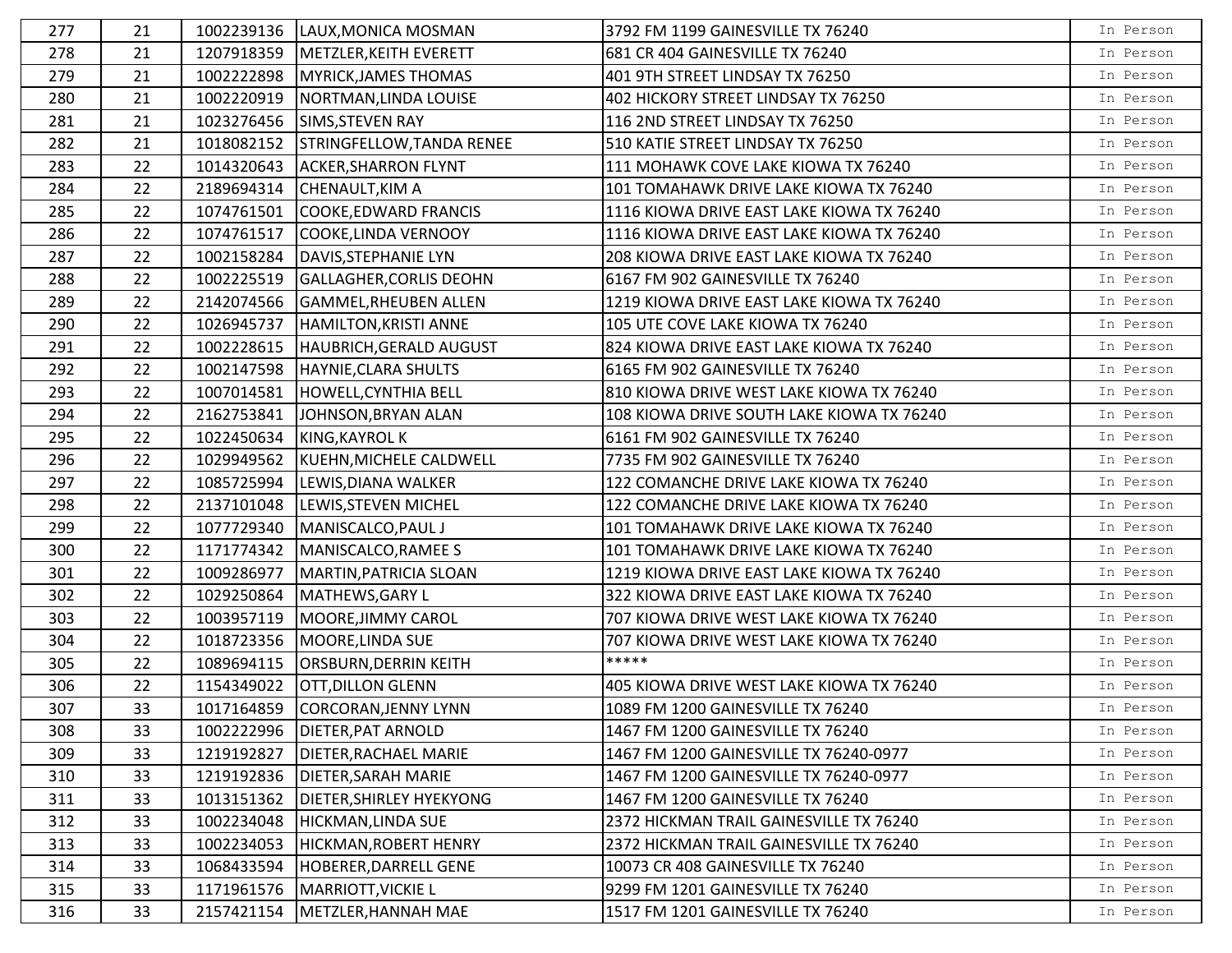| 277 | 21 | 1002239136 | LAUX,MONICA MOSMAN | 3792 FM 1199 GAINESVILLE TX 76240 | In Person |
|---|---|---|---|---|---|
| 278 | 21 | 1207918359 | METZLER,KEITH EVERETT | 681 CR 404 GAINESVILLE TX 76240 | In Person |
| 279 | 21 | 1002222898 | MYRICK,JAMES THOMAS | 401 9TH STREET LINDSAY TX 76250 | In Person |
| 280 | 21 | 1002220919 | NORTMAN,LINDA LOUISE | 402 HICKORY STREET LINDSAY TX 76250 | In Person |
| 281 | 21 | 1023276456 | SIMS,STEVEN RAY | 116 2ND STREET LINDSAY TX 76250 | In Person |
| 282 | 21 | 1018082152 | STRINGFELLOW,TANDA RENEE | 510 KATIE STREET LINDSAY TX 76250 | In Person |
| 283 | 22 | 1014320643 | ACKER,SHARRON FLYNT | 111 MOHAWK COVE LAKE KIOWA TX 76240 | In Person |
| 284 | 22 | 2189694314 | CHENAULT,KIM A | 101 TOMAHAWK DRIVE LAKE KIOWA TX 76240 | In Person |
| 285 | 22 | 1074761501 | COOKE,EDWARD FRANCIS | 1116 KIOWA DRIVE EAST LAKE KIOWA TX 76240 | In Person |
| 286 | 22 | 1074761517 | COOKE,LINDA VERNOOY | 1116 KIOWA DRIVE EAST LAKE KIOWA TX 76240 | In Person |
| 287 | 22 | 1002158284 | DAVIS,STEPHANIE LYN | 208 KIOWA DRIVE EAST LAKE KIOWA TX 76240 | In Person |
| 288 | 22 | 1002225519 | GALLAGHER,CORLIS DEOHN | 6167 FM 902 GAINESVILLE TX 76240 | In Person |
| 289 | 22 | 2142074566 | GAMMEL,RHEUBEN ALLEN | 1219 KIOWA DRIVE EAST LAKE KIOWA TX 76240 | In Person |
| 290 | 22 | 1026945737 | HAMILTON,KRISTI ANNE | 105 UTE COVE LAKE KIOWA TX 76240 | In Person |
| 291 | 22 | 1002228615 | HAUBRICH,GERALD AUGUST | 824 KIOWA DRIVE EAST LAKE KIOWA TX 76240 | In Person |
| 292 | 22 | 1002147598 | HAYNIE,CLARA SHULTS | 6165 FM 902 GAINESVILLE TX 76240 | In Person |
| 293 | 22 | 1007014581 | HOWELL,CYNTHIA BELL | 810 KIOWA DRIVE WEST LAKE KIOWA TX 76240 | In Person |
| 294 | 22 | 2162753841 | JOHNSON,BRYAN ALAN | 108 KIOWA DRIVE SOUTH LAKE KIOWA TX 76240 | In Person |
| 295 | 22 | 1022450634 | KING,KAYROL K | 6161 FM 902 GAINESVILLE TX 76240 | In Person |
| 296 | 22 | 1029949562 | KUEHN,MICHELE CALDWELL | 7735 FM 902 GAINESVILLE TX 76240 | In Person |
| 297 | 22 | 1085725994 | LEWIS,DIANA WALKER | 122 COMANCHE DRIVE LAKE KIOWA TX 76240 | In Person |
| 298 | 22 | 2137101048 | LEWIS,STEVEN MICHEL | 122 COMANCHE DRIVE LAKE KIOWA TX 76240 | In Person |
| 299 | 22 | 1077729340 | MANISCALCO,PAUL J | 101 TOMAHAWK DRIVE LAKE KIOWA TX 76240 | In Person |
| 300 | 22 | 1171774342 | MANISCALCO,RAMEE S | 101 TOMAHAWK DRIVE LAKE KIOWA TX 76240 | In Person |
| 301 | 22 | 1009286977 | MARTIN,PATRICIA SLOAN | 1219 KIOWA DRIVE EAST LAKE KIOWA TX 76240 | In Person |
| 302 | 22 | 1029250864 | MATHEWS,GARY L | 322 KIOWA DRIVE EAST LAKE KIOWA TX 76240 | In Person |
| 303 | 22 | 1003957119 | MOORE,JIMMY CAROL | 707 KIOWA DRIVE WEST LAKE KIOWA TX 76240 | In Person |
| 304 | 22 | 1018723356 | MOORE,LINDA SUE | 707 KIOWA DRIVE WEST LAKE KIOWA TX 76240 | In Person |
| 305 | 22 | 1089694115 | ORSBURN,DERRIN KEITH | ***** | In Person |
| 306 | 22 | 1154349022 | OTT,DILLON GLENN | 405 KIOWA DRIVE WEST LAKE KIOWA TX 76240 | In Person |
| 307 | 33 | 1017164859 | CORCORAN,JENNY LYNN | 1089 FM 1200 GAINESVILLE TX 76240 | In Person |
| 308 | 33 | 1002222996 | DIETER,PAT ARNOLD | 1467 FM 1200 GAINESVILLE TX 76240 | In Person |
| 309 | 33 | 1219192827 | DIETER,RACHAEL MARIE | 1467 FM 1200 GAINESVILLE TX 76240-0977 | In Person |
| 310 | 33 | 1219192836 | DIETER,SARAH MARIE | 1467 FM 1200 GAINESVILLE TX 76240-0977 | In Person |
| 311 | 33 | 1013151362 | DIETER,SHIRLEY HYEKYONG | 1467 FM 1200 GAINESVILLE TX 76240 | In Person |
| 312 | 33 | 1002234048 | HICKMAN,LINDA SUE | 2372 HICKMAN TRAIL GAINESVILLE TX 76240 | In Person |
| 313 | 33 | 1002234053 | HICKMAN,ROBERT HENRY | 2372 HICKMAN TRAIL GAINESVILLE TX 76240 | In Person |
| 314 | 33 | 1068433594 | HOBERER,DARRELL GENE | 10073 CR 408 GAINESVILLE TX 76240 | In Person |
| 315 | 33 | 1171961576 | MARRIOTT,VICKIE L | 9299 FM 1201 GAINESVILLE TX 76240 | In Person |
| 316 | 33 | 2157421154 | METZLER,HANNAH MAE | 1517 FM 1201 GAINESVILLE TX 76240 | In Person |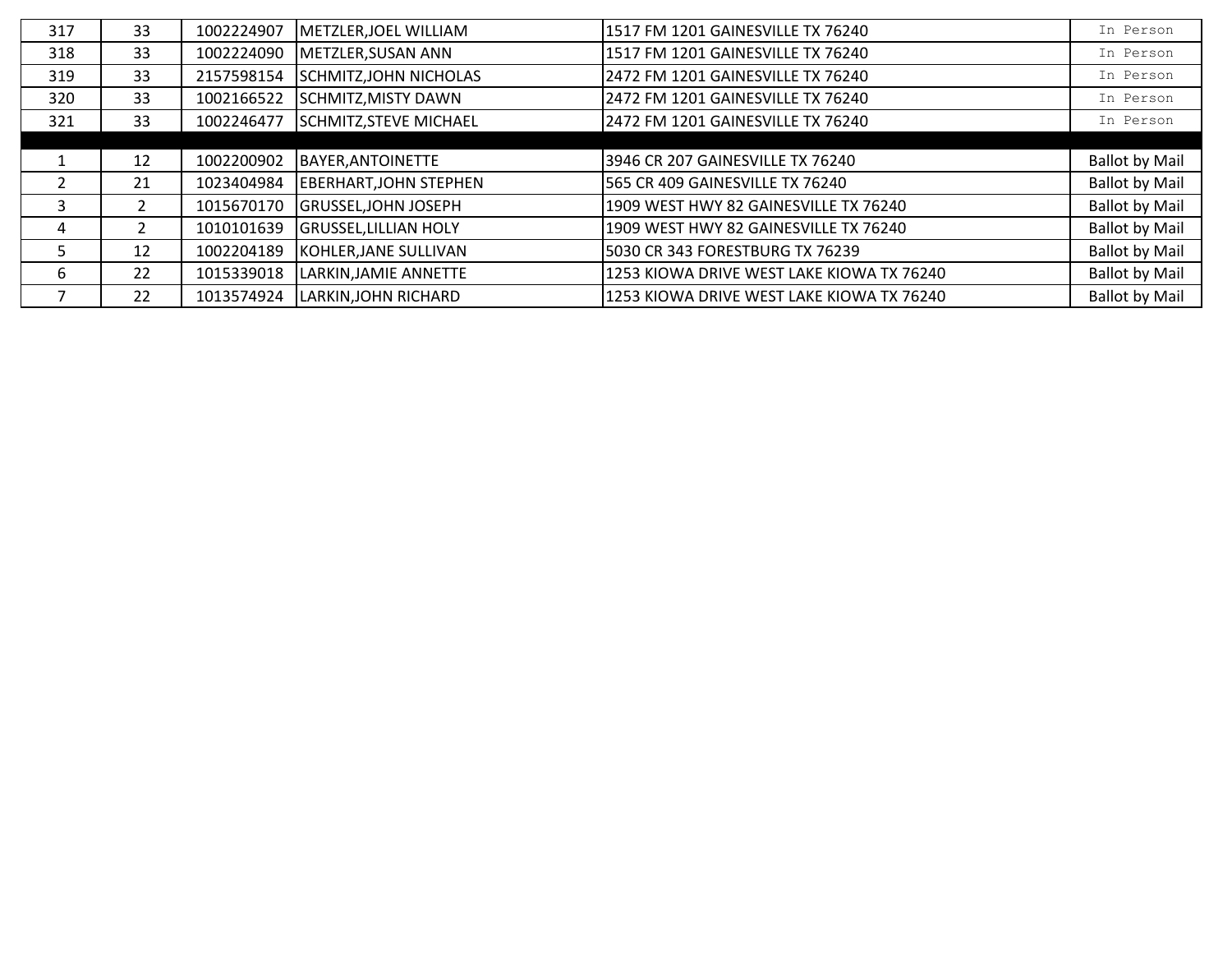| | | | | | |
|---|---|---|---|---|---|
| 317 | 33 | 1002224907 | METZLER,JOEL WILLIAM | 1517 FM 1201 GAINESVILLE TX 76240 | In Person |
| 318 | 33 | 1002224090 | METZLER,SUSAN ANN | 1517 FM 1201 GAINESVILLE TX 76240 | In Person |
| 319 | 33 | 2157598154 | SCHMITZ,JOHN NICHOLAS | 2472 FM 1201 GAINESVILLE TX 76240 | In Person |
| 320 | 33 | 1002166522 | SCHMITZ,MISTY DAWN | 2472 FM 1201 GAINESVILLE TX 76240 | In Person |
| 321 | 33 | 1002246477 | SCHMITZ,STEVE MICHAEL | 2472 FM 1201 GAINESVILLE TX 76240 | In Person |
| | | | | | |
| 1 | 12 | 1002200902 | BAYER,ANTOINETTE | 3946 CR 207 GAINESVILLE TX 76240 | Ballot by Mail |
| 2 | 21 | 1023404984 | EBERHART,JOHN STEPHEN | 565 CR 409 GAINESVILLE TX 76240 | Ballot by Mail |
| 3 | 2 | 1015670170 | GRUSSEL,JOHN JOSEPH | 1909 WEST HWY 82 GAINESVILLE TX 76240 | Ballot by Mail |
| 4 | 2 | 1010101639 | GRUSSEL,LILLIAN HOLY | 1909 WEST HWY 82 GAINESVILLE TX 76240 | Ballot by Mail |
| 5 | 12 | 1002204189 | KOHLER,JANE SULLIVAN | 5030 CR 343 FORESTBURG TX 76239 | Ballot by Mail |
| 6 | 22 | 1015339018 | LARKIN,JAMIE ANNETTE | 1253 KIOWA DRIVE WEST LAKE KIOWA TX 76240 | Ballot by Mail |
| 7 | 22 | 1013574924 | LARKIN,JOHN RICHARD | 1253 KIOWA DRIVE WEST LAKE KIOWA TX 76240 | Ballot by Mail |